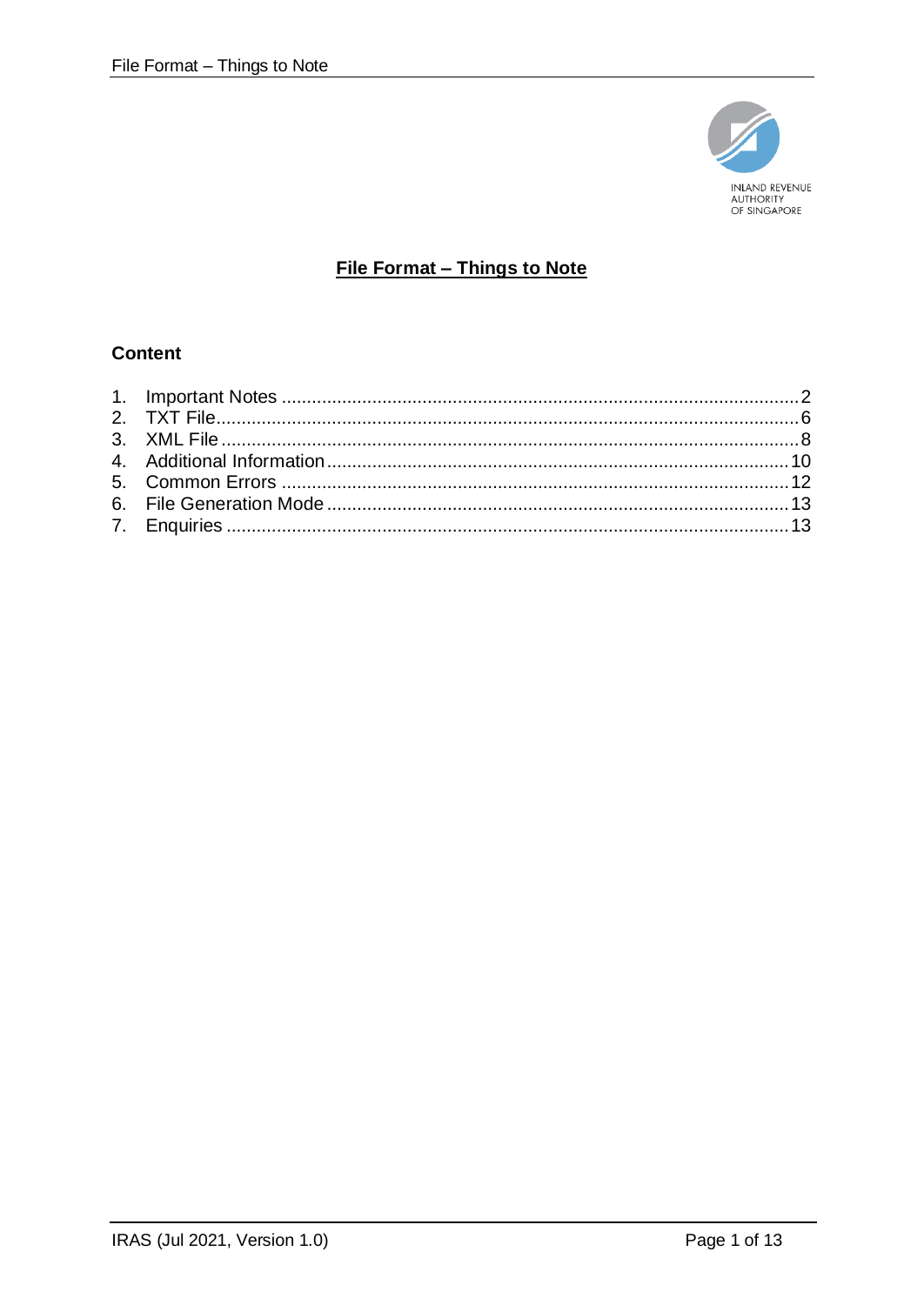# File Format – Things to Note

## Content

1. Important Notes ........ 2
2. TXT File ........ 6
3. XML File ........ 8
4. Additional Information ........ 10
5. Common Errors ........ 12
6. File Generation Mode ........ 13
7. Enquiries ........ 13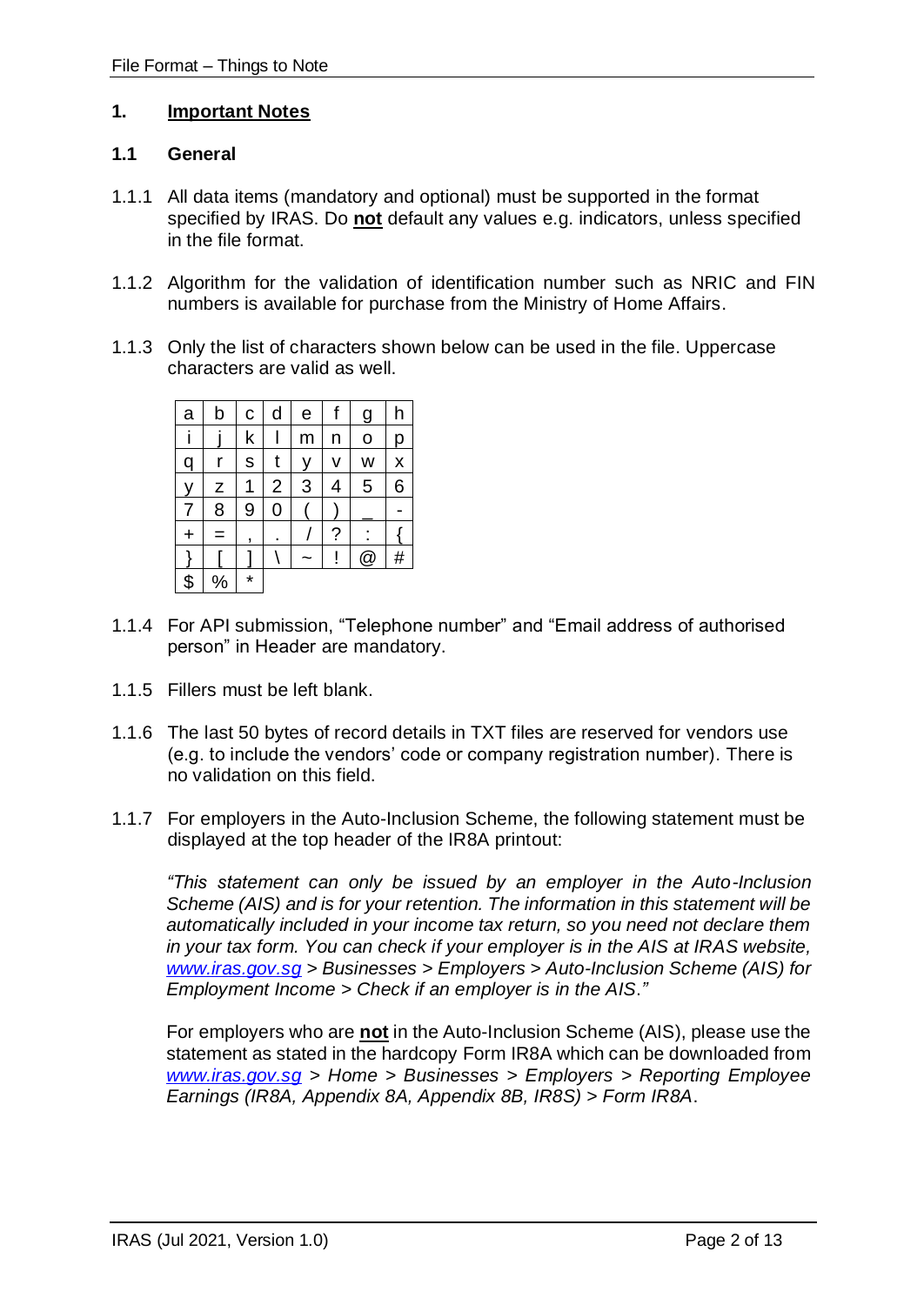## 1. Important Notes

### 1.1 General

1.1.1 All data items (mandatory and optional) must be supported in the format specified by IRAS. Do **not** default any values e.g. indicators, unless specified in the file format.

1.1.2 Algorithm for the validation of identification number such as NRIC and FIN numbers is available for purchase from the Ministry of Home Affairs.

1.1.3 Only the list of characters shown below can be used in the file. Uppercase characters are valid as well.

| a | b | c | d | e | f | g | h |
|---|---|---|---|---|---|---|---|
| i | j | k | l | m | n | o | p |
| q | r | s | t | y | v | w | x |
| y | z | 1 | 2 | 3 | 4 | 5 | 6 |
| 7 | 8 | 9 | 0 | ( | ) | _ | - |
| + | = | , | . | / | ? | : | { |
| } | [ | ] | \ | ~ | ! | @ | # |
| $ | % | * | | | | | |

1.1.4 For API submission, "Telephone number" and "Email address of authorised person" in Header are mandatory.

1.1.5 Fillers must be left blank.

1.1.6 The last 50 bytes of record details in TXT files are reserved for vendors use (e.g. to include the vendors' code or company registration number). There is no validation on this field.

1.1.7 For employers in the Auto-Inclusion Scheme, the following statement must be displayed at the top header of the IR8A printout:

*"This statement can only be issued by an employer in the Auto-Inclusion Scheme (AIS) and is for your retention. The information in this statement will be automatically included in your income tax return, so you need not declare them in your tax form. You can check if your employer is in the AIS at IRAS website, www.iras.gov.sg > Businesses > Employers > Auto-Inclusion Scheme (AIS) for Employment Income > Check if an employer is in the AIS."*

For employers who are **not** in the Auto-Inclusion Scheme (AIS), please use the statement as stated in the hardcopy Form IR8A which can be downloaded from *www.iras.gov.sg > Home > Businesses > Employers > Reporting Employee Earnings (IR8A, Appendix 8A, Appendix 8B, IR8S) > Form IR8A*.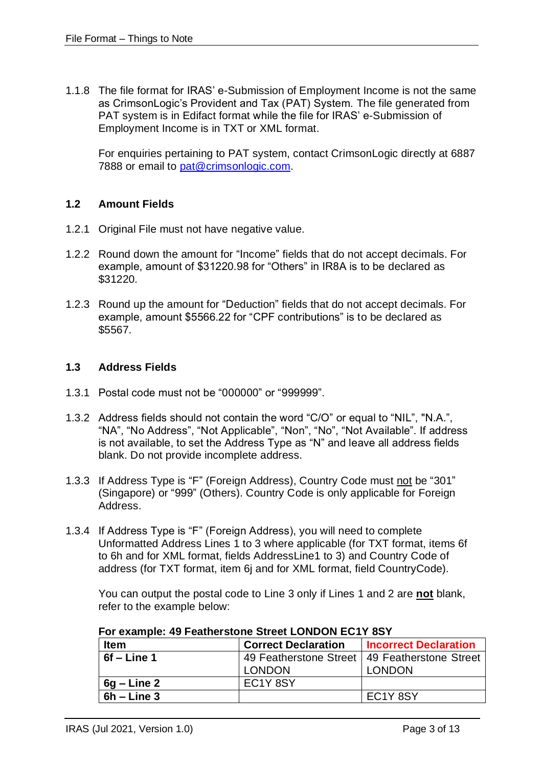1.1.8 The file format for IRAS' e-Submission of Employment Income is not the same as CrimsonLogic's Provident and Tax (PAT) System. The file generated from PAT system is in Edifact format while the file for IRAS' e-Submission of Employment Income is in TXT or XML format.

For enquiries pertaining to PAT system, contact CrimsonLogic directly at 6887 7888 or email to [pat@crimsonlogic.com](mailto:pat@crimsonlogic.com).

## 1.2 Amount Fields

1.2.1 Original File must not have negative value.

1.2.2 Round down the amount for "Income" fields that do not accept decimals. For example, amount of $31220.98 for "Others" in IR8A is to be declared as $31220.

1.2.3 Round up the amount for "Deduction" fields that do not accept decimals. For example, amount $5566.22 for "CPF contributions" is to be declared as $5567.

## 1.3 Address Fields

1.3.1 Postal code must not be "000000" or "999999".

1.3.2 Address fields should not contain the word "C/O" or equal to "NIL", "N.A.", "NA", "No Address", "Not Applicable", "Non", "No", "Not Available". If address is not available, to set the Address Type as "N" and leave all address fields blank. Do not provide incomplete address.

1.3.3 If Address Type is "F" (Foreign Address), Country Code must not be "301" (Singapore) or "999" (Others). Country Code is only applicable for Foreign Address.

1.3.4 If Address Type is "F" (Foreign Address), you will need to complete Unformatted Address Lines 1 to 3 where applicable (for TXT format, items 6f to 6h and for XML format, fields AddressLine1 to 3) and Country Code of address (for TXT format, item 6j and for XML format, field CountryCode).

You can output the postal code to Line 3 only if Lines 1 and 2 are **not** blank, refer to the example below:

**For example: 49 Featherstone Street LONDON EC1Y 8SY**

| Item | Correct Declaration | Incorrect Declaration |
|---|---|---|
| **6f – Line 1** | 49 Featherstone Street LONDON | 49 Featherstone Street LONDON |
| **6g – Line 2** | EC1Y 8SY | |
| **6h – Line 3** | | EC1Y 8SY |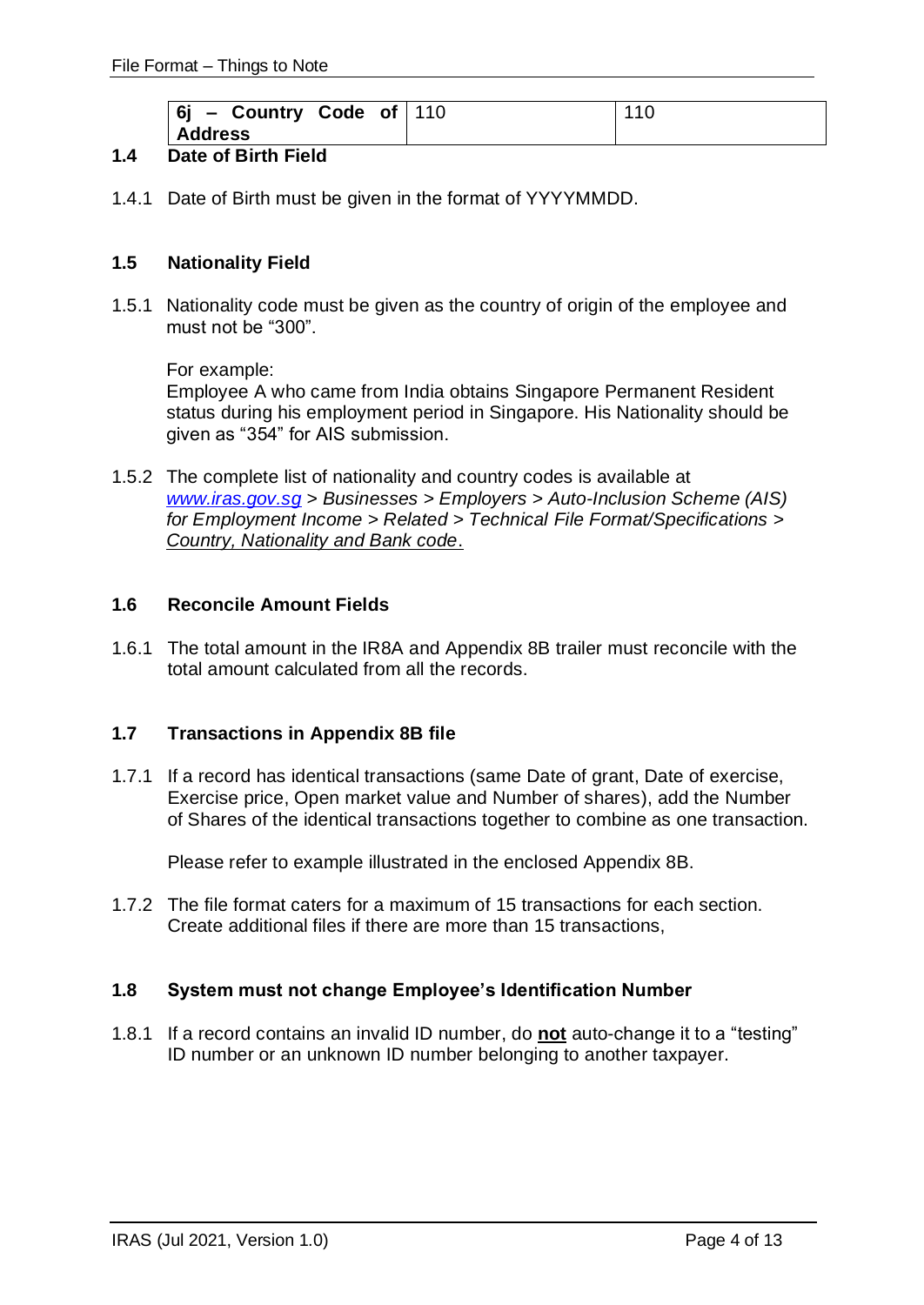| 6j – Country Code of Address | 110 | 110 |
|---|---|---|

### 1.4 Date of Birth Field

1.4.1 Date of Birth must be given in the format of YYYYMMDD.

### 1.5 Nationality Field

1.5.1 Nationality code must be given as the country of origin of the employee and must not be "300".

For example:
Employee A who came from India obtains Singapore Permanent Resident status during his employment period in Singapore. His Nationality should be given as "354" for AIS submission.

1.5.2 The complete list of nationality and country codes is available at *www.iras.gov.sg > Businesses > Employers > Auto-Inclusion Scheme (AIS) for Employment Income > Related > Technical File Format/Specifications > Country, Nationality and Bank code*.

### 1.6 Reconcile Amount Fields

1.6.1 The total amount in the IR8A and Appendix 8B trailer must reconcile with the total amount calculated from all the records.

### 1.7 Transactions in Appendix 8B file

1.7.1 If a record has identical transactions (same Date of grant, Date of exercise, Exercise price, Open market value and Number of shares), add the Number of Shares of the identical transactions together to combine as one transaction.

Please refer to example illustrated in the enclosed Appendix 8B.

1.7.2 The file format caters for a maximum of 15 transactions for each section. Create additional files if there are more than 15 transactions,

### 1.8 System must not change Employee's Identification Number

1.8.1 If a record contains an invalid ID number, do **not** auto-change it to a "testing" ID number or an unknown ID number belonging to another taxpayer.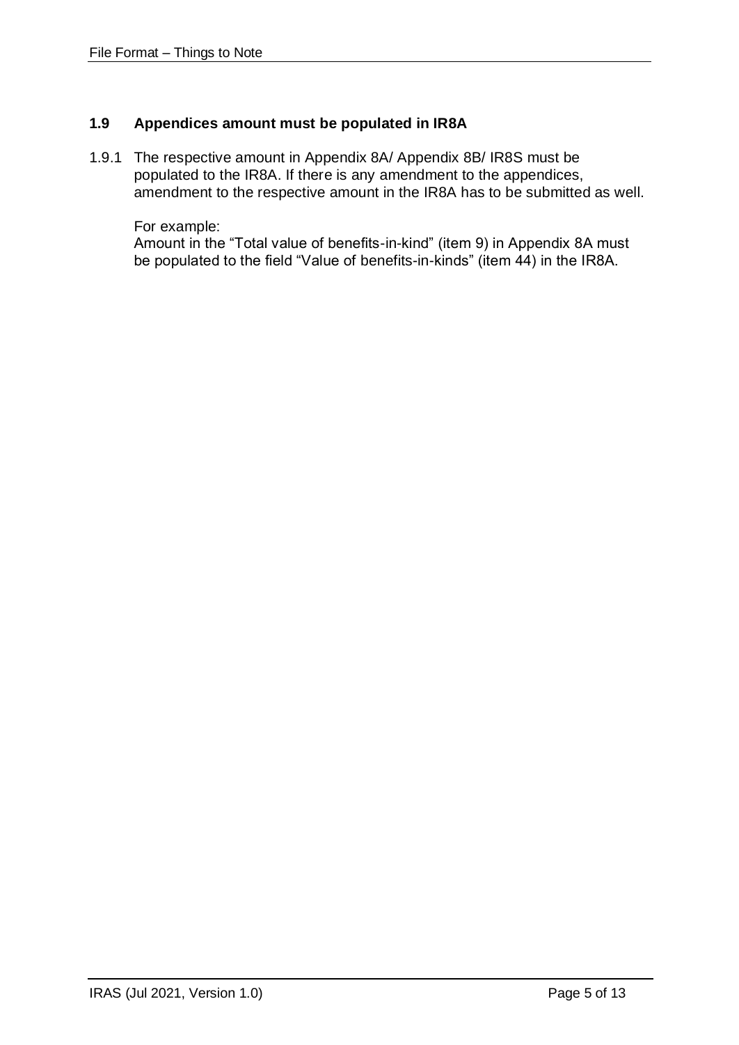## 1.9 Appendices amount must be populated in IR8A

1.9.1 The respective amount in Appendix 8A/ Appendix 8B/ IR8S must be populated to the IR8A. If there is any amendment to the appendices, amendment to the respective amount in the IR8A has to be submitted as well.

For example:
Amount in the "Total value of benefits-in-kind" (item 9) in Appendix 8A must be populated to the field "Value of benefits-in-kinds" (item 44) in the IR8A.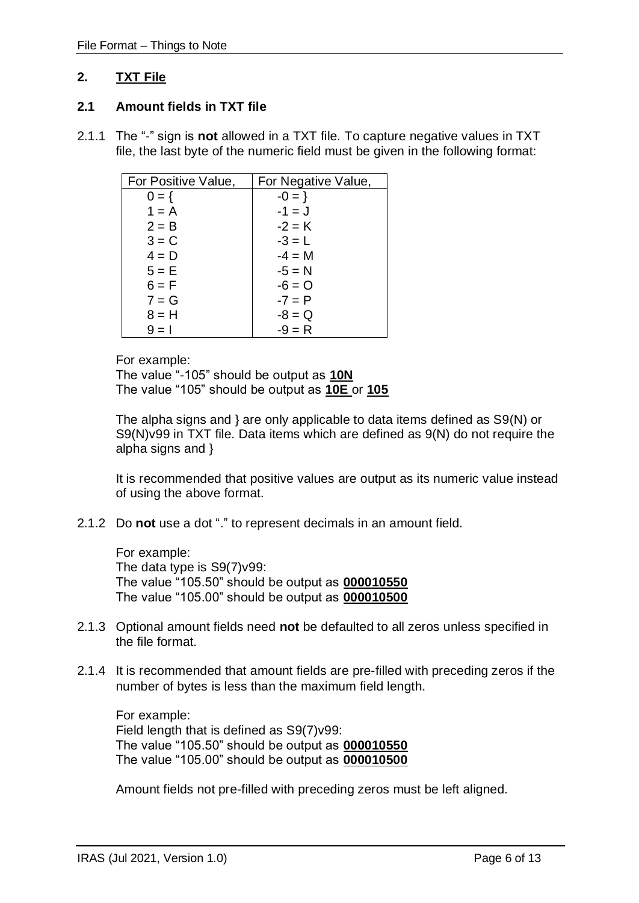## 2. TXT File

### 2.1 Amount fields in TXT file

2.1.1 The "-" sign is **not** allowed in a TXT file. To capture negative values in TXT file, the last byte of the numeric field must be given in the following format:

| For Positive Value, | For Negative Value, |
|---|---|
| 0 = { | -0 = } |
| 1 = A | -1 = J |
| 2 = B | -2 = K |
| 3 = C | -3 = L |
| 4 = D | -4 = M |
| 5 = E | -5 = N |
| 6 = F | -6 = O |
| 7 = G | -7 = P |
| 8 = H | -8 = Q |
| 9 = I | -9 = R |

For example:
The value "-105" should be output as **10N**
The value "105" should be output as **10E** or **105**

The alpha signs and } are only applicable to data items defined as S9(N) or S9(N)v99 in TXT file. Data items which are defined as 9(N) do not require the alpha signs and }

It is recommended that positive values are output as its numeric value instead of using the above format.

2.1.2 Do **not** use a dot "." to represent decimals in an amount field.

For example:
The data type is S9(7)v99:
The value "105.50" should be output as **000010550**
The value "105.00" should be output as **000010500**

2.1.3 Optional amount fields need **not** be defaulted to all zeros unless specified in the file format.

2.1.4 It is recommended that amount fields are pre-filled with preceding zeros if the number of bytes is less than the maximum field length.

For example:
Field length that is defined as S9(7)v99:
The value "105.50" should be output as **000010550**
The value "105.00" should be output as **000010500**

Amount fields not pre-filled with preceding zeros must be left aligned.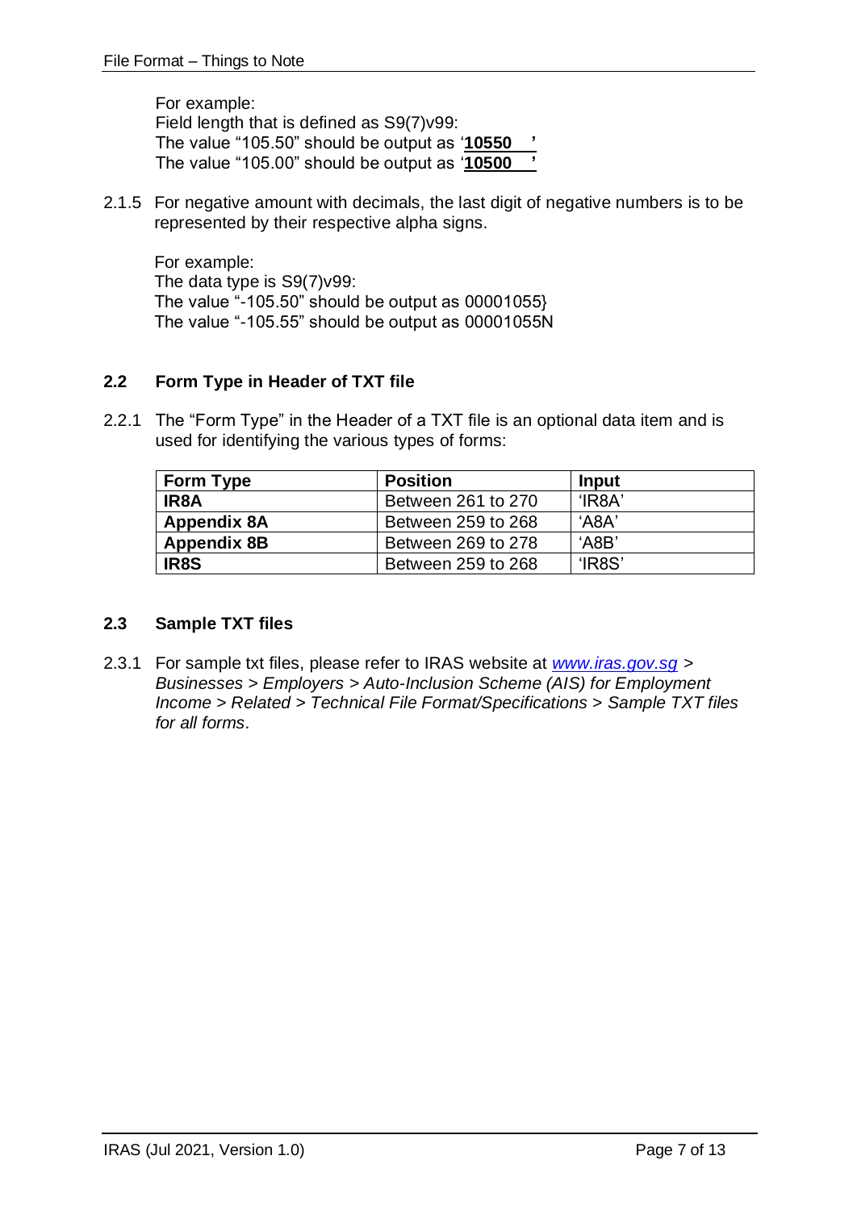For example:
Field length that is defined as S9(7)v99:
The value "105.50" should be output as '**10550     **'
The value "105.00" should be output as '**10500     **'

2.1.5 For negative amount with decimals, the last digit of negative numbers is to be represented by their respective alpha signs.

For example:
The data type is S9(7)v99:
The value "-105.50" should be output as 00001055}
The value "-105.55" should be output as 00001055N

## 2.2 Form Type in Header of TXT file

2.2.1 The "Form Type" in the Header of a TXT file is an optional data item and is used for identifying the various types of forms:

| Form Type | Position | Input |
|---|---|---|
| **IR8A** | Between 261 to 270 | 'IR8A' |
| **Appendix 8A** | Between 259 to 268 | 'A8A' |
| **Appendix 8B** | Between 269 to 278 | 'A8B' |
| **IR8S** | Between 259 to 268 | 'IR8S' |

## 2.3 Sample TXT files

2.3.1 For sample txt files, please refer to IRAS website at *www.iras.gov.sg > Businesses > Employers > Auto-Inclusion Scheme (AIS) for Employment Income > Related > Technical File Format/Specifications > Sample TXT files for all forms*.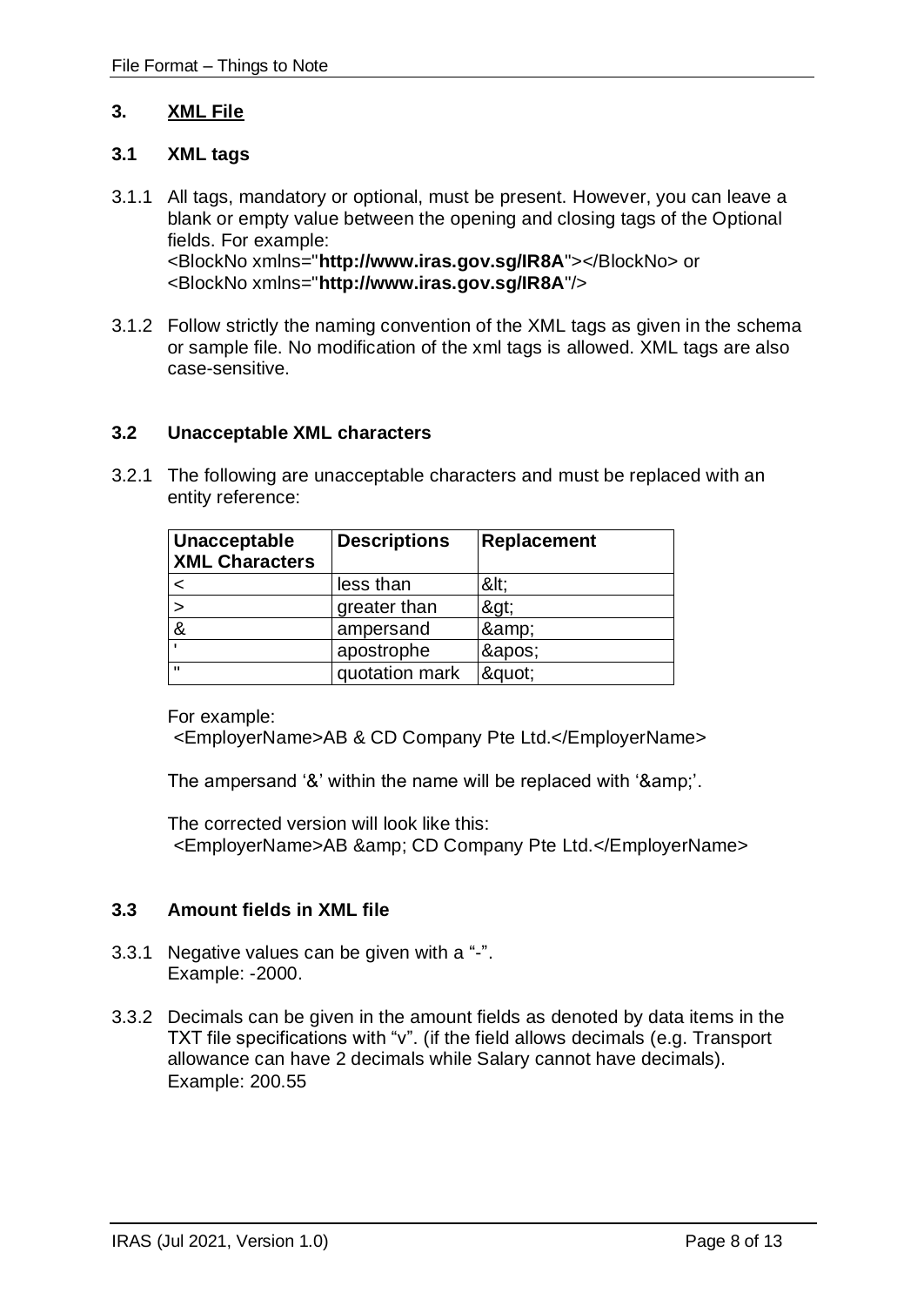## 3. XML File

### 3.1 XML tags

3.1.1 All tags, mandatory or optional, must be present. However, you can leave a blank or empty value between the opening and closing tags of the Optional fields. For example:
<BlockNo xmlns="**http://www.iras.gov.sg/IR8A**"></BlockNo> or
<BlockNo xmlns="**http://www.iras.gov.sg/IR8A**"/>

3.1.2 Follow strictly the naming convention of the XML tags as given in the schema or sample file. No modification of the xml tags is allowed. XML tags are also case-sensitive.

### 3.2 Unacceptable XML characters

3.2.1 The following are unacceptable characters and must be replaced with an entity reference:

| Unacceptable XML Characters | Descriptions | Replacement |
|---|---|---|
| < | less than | &amp;lt; |
| > | greater than | &amp;gt; |
| & | ampersand | &amp;amp; |
| ' | apostrophe | &amp;apos; |
| " | quotation mark | &amp;quot; |

For example:
<EmployerName>AB & CD Company Pte Ltd.</EmployerName>

The ampersand '&' within the name will be replaced with '&amp;amp;'.

The corrected version will look like this:
<EmployerName>AB &amp;amp; CD Company Pte Ltd.</EmployerName>

### 3.3 Amount fields in XML file

3.3.1 Negative values can be given with a "-".
Example: -2000.

3.3.2 Decimals can be given in the amount fields as denoted by data items in the TXT file specifications with "v". (if the field allows decimals (e.g. Transport allowance can have 2 decimals while Salary cannot have decimals).
Example: 200.55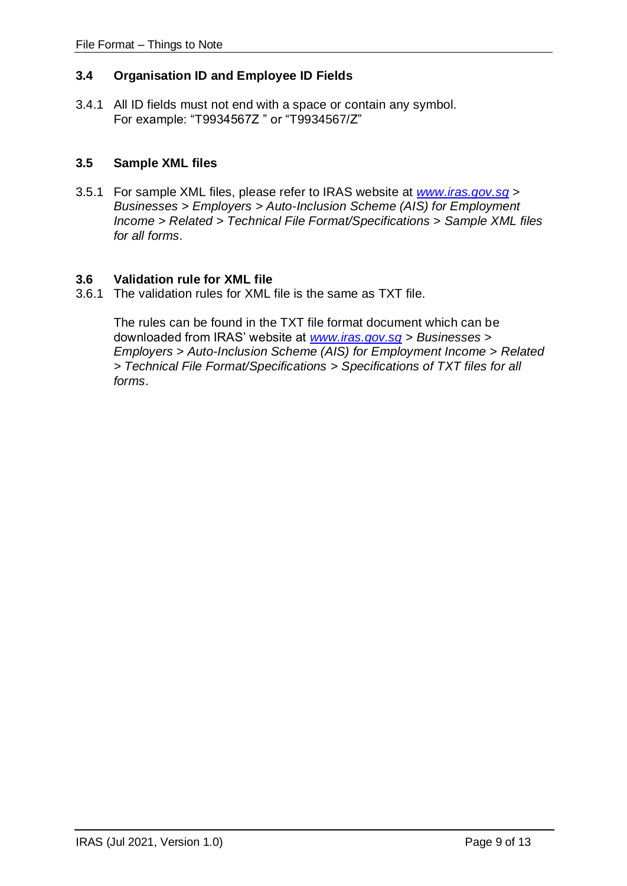### 3.4 Organisation ID and Employee ID Fields

3.4.1 All ID fields must not end with a space or contain any symbol.
For example: "T9934567Z " or "T9934567/Z"

### 3.5 Sample XML files

3.5.1 For sample XML files, please refer to IRAS website at [www.iras.gov.sg](http://www.iras.gov.sg) > *Businesses > Employers > Auto-Inclusion Scheme (AIS) for Employment Income > Related > Technical File Format/Specifications > Sample XML files for all forms*.

### 3.6 Validation rule for XML file

3.6.1 The validation rules for XML file is the same as TXT file.

The rules can be found in the TXT file format document which can be downloaded from IRAS' website at [www.iras.gov.sg](http://www.iras.gov.sg) > *Businesses > Employers > Auto-Inclusion Scheme (AIS) for Employment Income > Related > Technical File Format/Specifications > Specifications of TXT files for all forms*.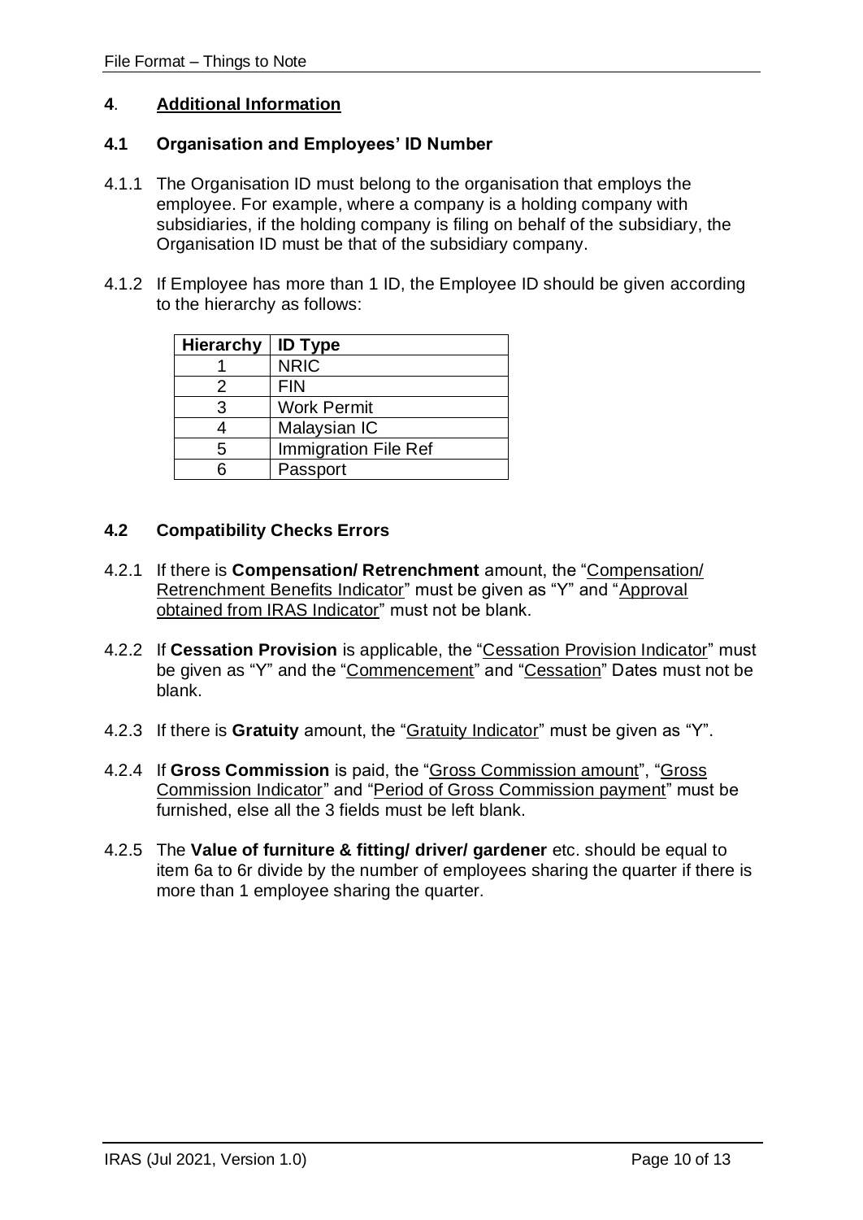## 4. Additional Information

### 4.1 Organisation and Employees' ID Number

4.1.1 The Organisation ID must belong to the organisation that employs the employee. For example, where a company is a holding company with subsidiaries, if the holding company is filing on behalf of the subsidiary, the Organisation ID must be that of the subsidiary company.

4.1.2 If Employee has more than 1 ID, the Employee ID should be given according to the hierarchy as follows:

| Hierarchy | ID Type |
|---|---|
| 1 | NRIC |
| 2 | FIN |
| 3 | Work Permit |
| 4 | Malaysian IC |
| 5 | Immigration File Ref |
| 6 | Passport |

### 4.2 Compatibility Checks Errors

4.2.1 If there is **Compensation/ Retrenchment** amount, the "Compensation/ Retrenchment Benefits Indicator" must be given as "Y" and "Approval obtained from IRAS Indicator" must not be blank.

4.2.2 If **Cessation Provision** is applicable, the "Cessation Provision Indicator" must be given as "Y" and the "Commencement" and "Cessation" Dates must not be blank.

4.2.3 If there is **Gratuity** amount, the "Gratuity Indicator" must be given as "Y".

4.2.4 If **Gross Commission** is paid, the "Gross Commission amount", "Gross Commission Indicator" and "Period of Gross Commission payment" must be furnished, else all the 3 fields must be left blank.

4.2.5 The **Value of furniture & fitting/ driver/ gardener** etc. should be equal to item 6a to 6r divide by the number of employees sharing the quarter if there is more than 1 employee sharing the quarter.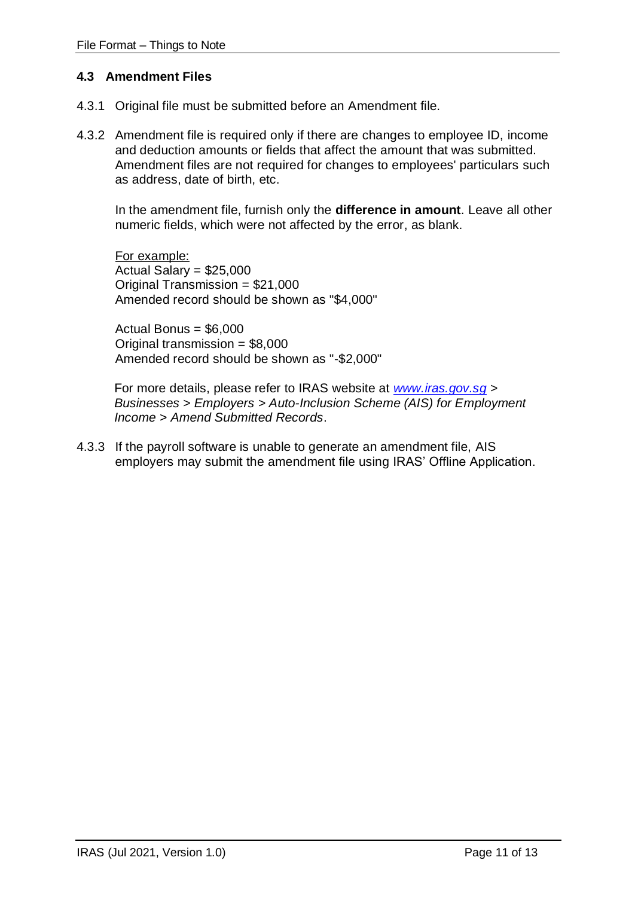### 4.3 Amendment Files

4.3.1 Original file must be submitted before an Amendment file.

4.3.2 Amendment file is required only if there are changes to employee ID, income and deduction amounts or fields that affect the amount that was submitted. Amendment files are not required for changes to employees' particulars such as address, date of birth, etc.

In the amendment file, furnish only the **difference in amount**. Leave all other numeric fields, which were not affected by the error, as blank.

<u>For example:</u>
Actual Salary = $25,000
Original Transmission = $21,000
Amended record should be shown as "$4,000"

Actual Bonus = $6,000
Original transmission = $8,000
Amended record should be shown as "-$2,000"

For more details, please refer to IRAS website at *www.iras.gov.sg > Businesses > Employers > Auto-Inclusion Scheme (AIS) for Employment Income > Amend Submitted Records*.

4.3.3 If the payroll software is unable to generate an amendment file, AIS employers may submit the amendment file using IRAS' Offline Application.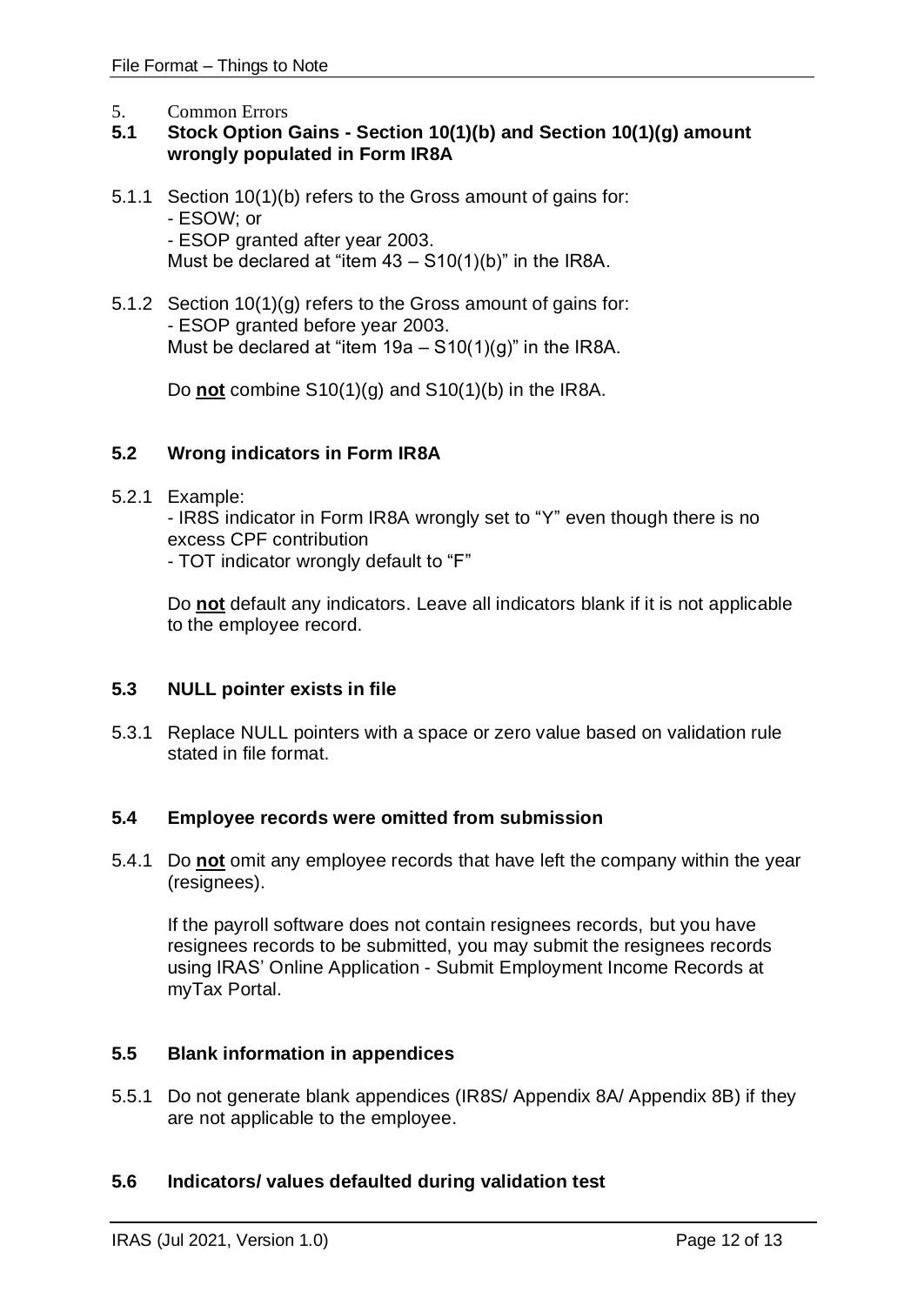# 5. Common Errors

## 5.1 Stock Option Gains - Section 10(1)(b) and Section 10(1)(g) amount wrongly populated in Form IR8A

5.1.1 Section 10(1)(b) refers to the Gross amount of gains for:
- ESOW; or
- ESOP granted after year 2003.

Must be declared at "item 43 – S10(1)(b)" in the IR8A.

5.1.2 Section 10(1)(g) refers to the Gross amount of gains for:
- ESOP granted before year 2003.

Must be declared at "item 19a – S10(1)(g)" in the IR8A.

Do **not** combine S10(1)(g) and S10(1)(b) in the IR8A.

## 5.2 Wrong indicators in Form IR8A

5.2.1 Example:
- IR8S indicator in Form IR8A wrongly set to "Y" even though there is no excess CPF contribution
- TOT indicator wrongly default to "F"

Do **not** default any indicators. Leave all indicators blank if it is not applicable to the employee record.

## 5.3 NULL pointer exists in file

5.3.1 Replace NULL pointers with a space or zero value based on validation rule stated in file format.

## 5.4 Employee records were omitted from submission

5.4.1 Do **not** omit any employee records that have left the company within the year (resignees).

If the payroll software does not contain resignees records, but you have resignees records to be submitted, you may submit the resignees records using IRAS' Online Application - Submit Employment Income Records at myTax Portal.

## 5.5 Blank information in appendices

5.5.1 Do not generate blank appendices (IR8S/ Appendix 8A/ Appendix 8B) if they are not applicable to the employee.

## 5.6 Indicators/ values defaulted during validation test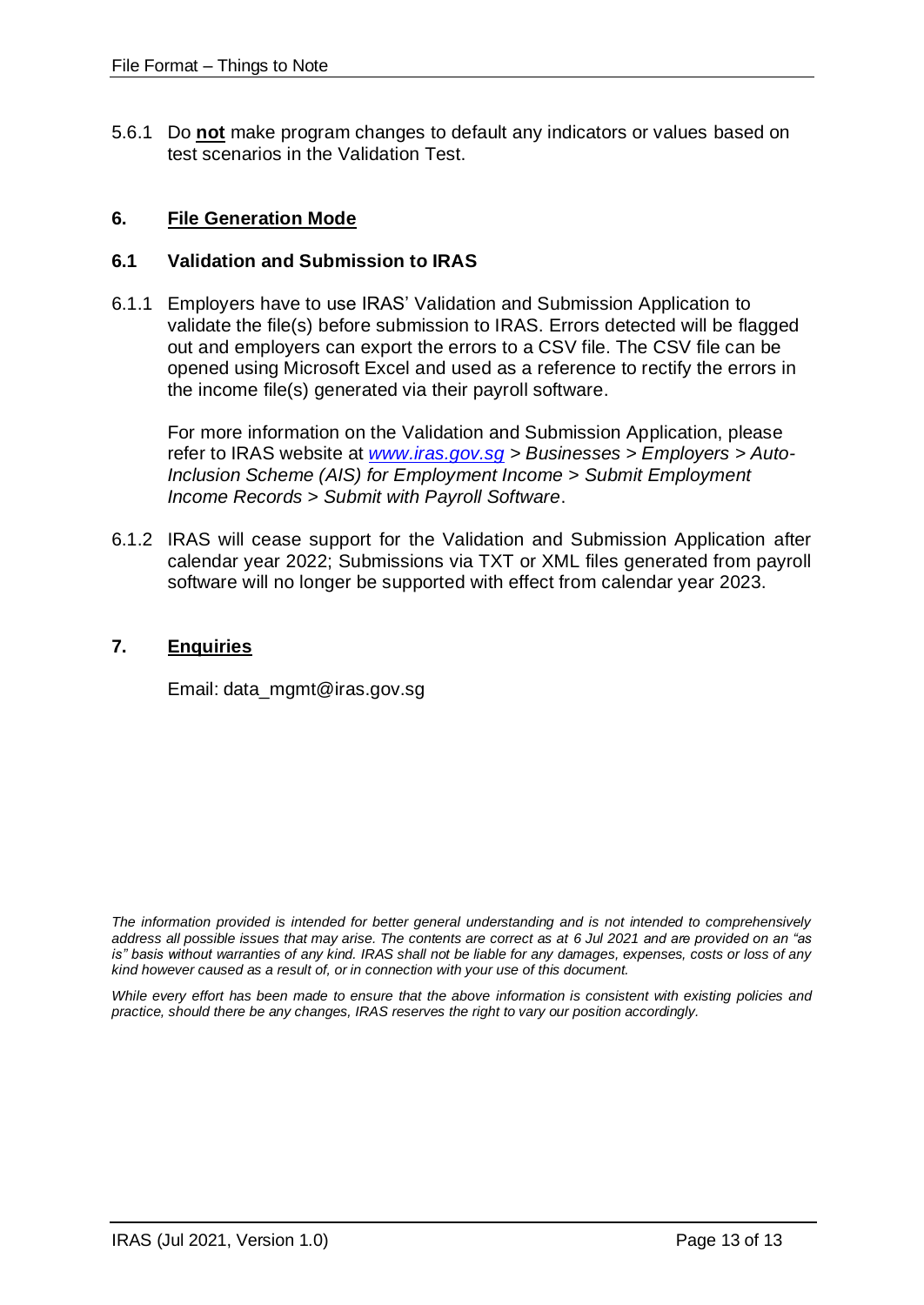5.6.1 Do **not** make program changes to default any indicators or values based on test scenarios in the Validation Test.

## 6. File Generation Mode

### 6.1 Validation and Submission to IRAS

6.1.1 Employers have to use IRAS' Validation and Submission Application to validate the file(s) before submission to IRAS. Errors detected will be flagged out and employers can export the errors to a CSV file. The CSV file can be opened using Microsoft Excel and used as a reference to rectify the errors in the income file(s) generated via their payroll software.

For more information on the Validation and Submission Application, please refer to IRAS website at *www.iras.gov.sg > Businesses > Employers > Auto-Inclusion Scheme (AIS) for Employment Income > Submit Employment Income Records > Submit with Payroll Software*.

6.1.2 IRAS will cease support for the Validation and Submission Application after calendar year 2022; Submissions via TXT or XML files generated from payroll software will no longer be supported with effect from calendar year 2023.

## 7. Enquiries

Email: data_mgmt@iras.gov.sg

*The information provided is intended for better general understanding and is not intended to comprehensively address all possible issues that may arise. The contents are correct as at 6 Jul 2021 and are provided on an "as is" basis without warranties of any kind. IRAS shall not be liable for any damages, expenses, costs or loss of any kind however caused as a result of, or in connection with your use of this document.*

*While every effort has been made to ensure that the above information is consistent with existing policies and practice, should there be any changes, IRAS reserves the right to vary our position accordingly.*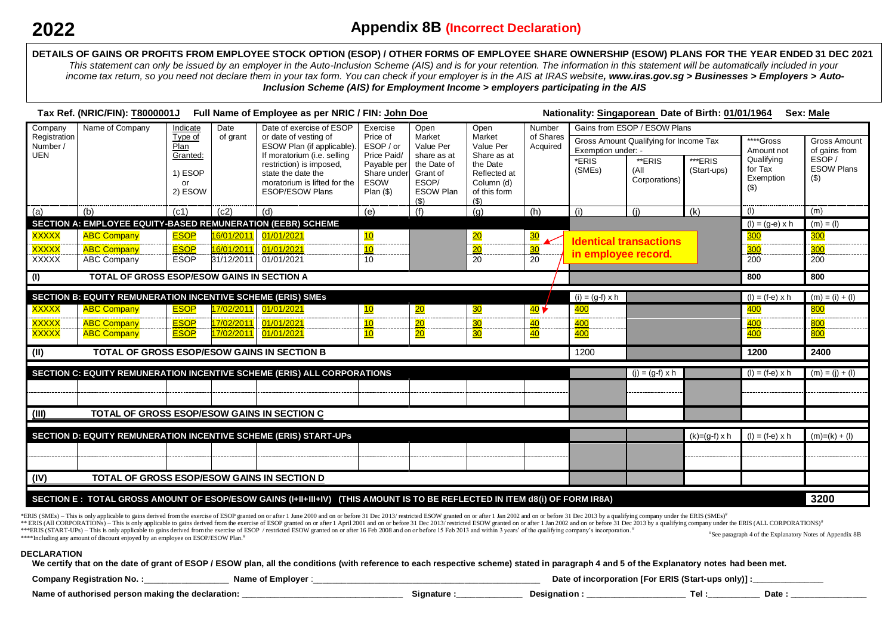# 2022

## Appendix 8B (Incorrect Declaration)

**DETAILS OF GAINS OR PROFITS FROM EMPLOYEE STOCK OPTION (ESOP) / OTHER FORMS OF EMPLOYEE SHARE OWNERSHIP (ESOW) PLANS FOR THE YEAR ENDED 31 DEC 2021**

*This statement can only be issued by an employer in the Auto-Inclusion Scheme (AIS) and is for your retention. The information in this statement will be automatically included in your income tax return, so you need not declare them in your tax form. You can check if your employer is in the AIS at IRAS website, **www.iras.gov.sg > Businesses > Employers > Auto-Inclusion Scheme (AIS) for Employment Income > employers participating in the AIS***

**Tax Ref. (NRIC/FIN): T8000001J** **Full Name of Employee as per NRIC / FIN: John Doe** **Nationality: Singaporean** **Date of Birth: 01/01/1964** **Sex: Male**

| Company Registration Number / UEN | Name of Company | Indicate Type of Plan Granted: 1) ESOP or 2) ESOW | Date of grant | Date of exercise of ESOP or date of vesting of ESOW Plan (if applicable). If moratorium (i.e. selling restriction) is imposed, state the date the moratorium is lifted for the ESOP/ESOW Plans | Exercise Price of ESOP / or Price Paid/ Payable per Share under ESOW Plan ($) | Open Market Value Per share as at the Date of Grant of ESOP/ ESOW Plan ($) | Open Market Value Per Share as at the Date Reflected at Column (d) of this form ($) | Number of Shares Acquired | Gains from ESOP / ESOW Plans – Gross Amount Qualifying for Income Tax Exemption under: *ERIS (SMEs) | **ERIS (All Corporations) | ***ERIS (Start-ups) | ****Gross Amount not Qualifying for Tax Exemption ($) | Gross Amount of gains from ESOP / ESOW Plans ($) |
|---|---|---|---|---|---|---|---|---|---|---|---|---|---|
| (a) | (b) | (c1) | (c2) | (d) | (e) | (f) | (g) | (h) | (i) | (j) | (k) | (l) | (m) |
| **SECTION A: EMPLOYEE EQUITY-BASED REMUNERATION (EEBR) SCHEME** | | | | | | | | | | | | (l) = (g-e) x h | (m) = (l) |
| XXXXX | ABC Company | ESOP | 16/01/2011 | 01/01/2021 | 10 | | 20 | 30 | | | | 300 | 300 |
| XXXXX | ABC Company | ESOP | 16/01/2011 | 01/01/2021 | 10 | | 20 | 30 | | | | 300 | 300 |
| XXXXX | ABC Company | ESOP | 31/12/2011 | 01/01/2021 | 10 | | 20 | 20 | | | | 200 | 200 |
| **(I) TOTAL OF GROSS ESOP/ESOW GAINS IN SECTION A** | | | | | | | | | | | | **800** | **800** |
| **SECTION B: EQUITY REMUNERATION INCENTIVE SCHEME (ERIS) SMEs** | | | | | | | | | (i) = (g-f) x h | | | (l) = (f-e) x h | (m) = (i) + (l) |
| XXXXX | ABC Company | ESOP | 17/02/2011 | 01/01/2021 | 10 | 20 | 30 | 40 | 400 | | | 400 | 800 |
| XXXXX | ABC Company | ESOP | 17/02/2011 | 01/01/2021 | 10 | 20 | 30 | 40 | 400 | | | 400 | 800 |
| XXXXX | ABC Company | ESOP | 17/02/2011 | 01/01/2021 | 10 | 20 | 30 | 40 | 400 | | | 400 | 800 |
| **(II) TOTAL OF GROSS ESOP/ESOW GAINS IN SECTION B** | | | | | | | | | 1200 | | | **1200** | **2400** |
| **SECTION C: EQUITY REMUNERATION INCENTIVE SCHEME (ERIS) ALL CORPORATIONS** | | | | | | | | | | (j) = (g-f) x h | | (l) = (f-e) x h | (m) = (j) + (l) |
| | | | | | | | | | | | | | |
| | | | | | | | | | | | | | |
| **(III) TOTAL OF GROSS ESOP/ESOW GAINS IN SECTION C** | | | | | | | | | | | | | |
| **SECTION D: EQUITY REMUNERATION INCENTIVE SCHEME (ERIS) START-UPs** | | | | | | | | | | | (k)=(g-f) x h | (l) = (f-e) x h | (m)=(k) + (l) |
| | | | | | | | | | | | | | |
| | | | | | | | | | | | | | |
| **(IV) TOTAL OF GROSS ESOP/ESOW GAINS IN SECTION D** | | | | | | | | | | | | | |
| **SECTION E : TOTAL GROSS AMOUNT OF ESOP/ESOW GAINS (I+II+III+IV) (THIS AMOUNT IS TO BE REFLECTED IN ITEM d8(i) OF FORM IR8A)** | | | | | | | | | | | | | **3200** |

**Identical transactions in employee record.**

*ERIS (SMEs) – This is only applicable to gains derived from the exercise of ESOP granted on or after 1 June 2000 and on or before 31 Dec 2013/ restricted ESOW granted on or after 1 Jan 2002 and on or before 31 Dec 2013 by a qualifying company under the ERIS (SMEs)[#]
** ERIS (All CORPORATIONs) – This is only applicable to gains derived from the exercise of ESOP granted on or after 1 April 2001 and on or before 31 Dec 2013/ restricted ESOW granted on or after 1 Jan 2002 and on or before 31 Dec 2013 by a qualifying company under the ERIS (ALL CORPORATIONS)[#]
***ERIS (START-UPs) – This is only applicable to gains derived from the exercise of ESOP / restricted ESOW granted on or after 16 Feb 2008 and on or before 15 Feb 2013 and within 3 years' of the qualifying company's incorporation.[#]
****Including any amount of discount enjoyed by an employee on ESOP/ESOW Plan.[#]

[#]See paragraph 4 of the Explanatory Notes of Appendix 8B

**DECLARATION**

**We certify that on the date of grant of ESOP / ESOW plan, all the conditions (with reference to each respective scheme) stated in paragraph 4 and 5 of the Explanatory notes had been met.**

**Company Registration No. :**_________________ **Name of Employer** :_______________________________ **Date of incorporation [For ERIS (Start-ups only)] :**_______________

**Name of authorised person making the declaration:** _________________________ **Signature :**_____________ **Designation :** ____________________ **Tel :**__________ **Date :** _______________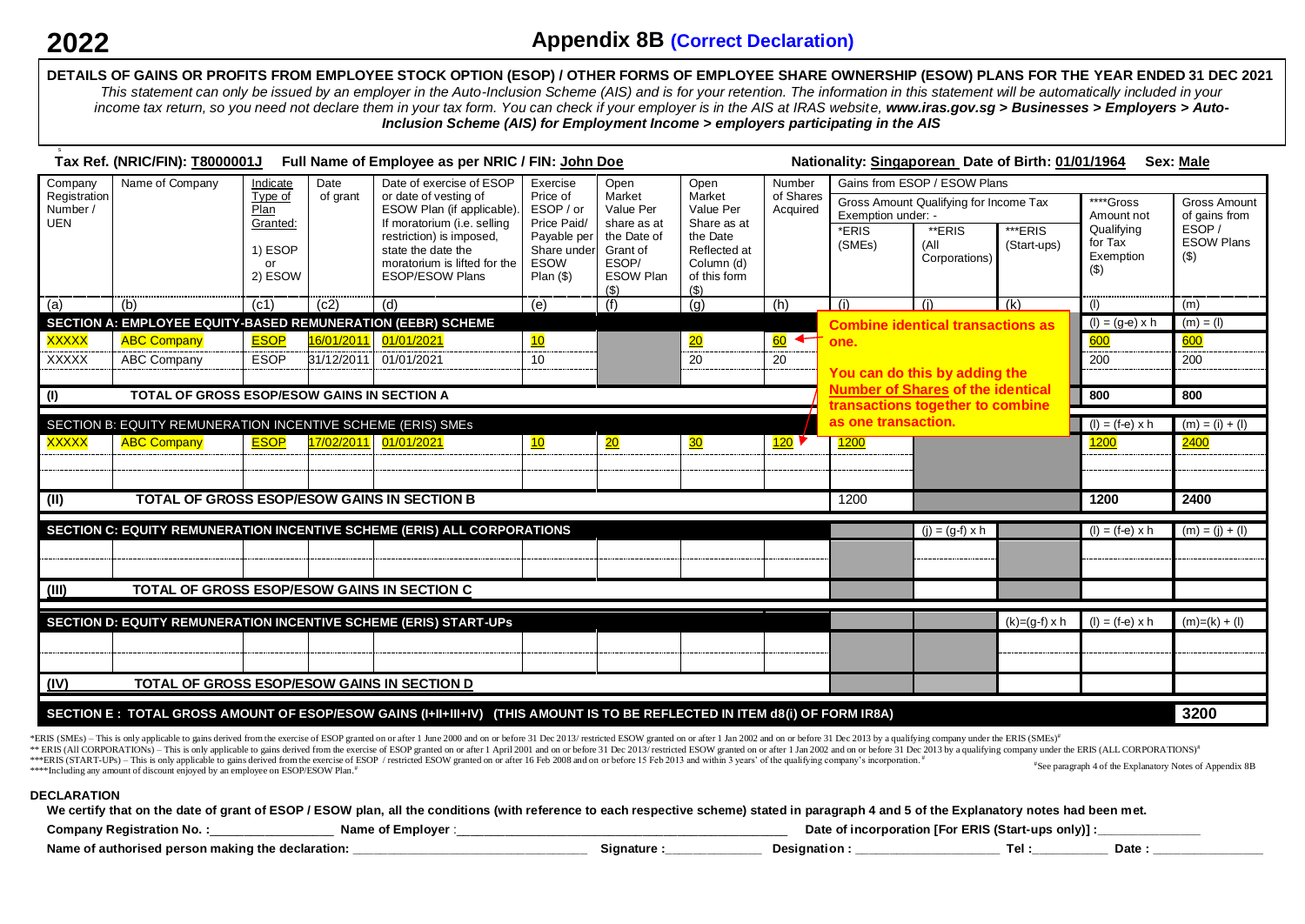# 2022

## Appendix 8B (Correct Declaration)

**DETAILS OF GAINS OR PROFITS FROM EMPLOYEE STOCK OPTION (ESOP) / OTHER FORMS OF EMPLOYEE SHARE OWNERSHIP (ESOW) PLANS FOR THE YEAR ENDED 31 DEC 2021**

*This statement can only be issued by an employer in the Auto-Inclusion Scheme (AIS) and is for your retention. The information in this statement will be automatically included in your income tax return, so you need not declare them in your tax form. You can check if your employer is in the AIS at IRAS website,* ***www.iras.gov.sg > Businesses > Employers > Auto-Inclusion Scheme (AIS) for Employment Income > employers participating in the AIS***

**Tax Ref. (NRIC/FIN): T8000001J** **Full Name of Employee as per NRIC / FIN: John Doe** **Nationality: Singaporean Date of Birth: 01/01/1964** **Sex: Male**

| Company Registration Number / UEN | Name of Company | Indicate Type of Plan Granted: 1) ESOP or 2) ESOW | Date of grant | Date of exercise of ESOP or date of vesting of ESOW Plan (if applicable). If moratorium (i.e. selling restriction) is imposed, state the date the moratorium is lifted for the ESOP/ESOW Plans | Exercise Price of ESOP / or Price Paid/ Payable per Share under ESOW Plan ($) | Open Market Value Per share as at the Date of Grant of ESOP/ ESOW Plan ($) | Open Market Value Per Share as at the Date Reflected at Column (d) of this form ($) | Number of Shares Acquired | Gains from ESOP / ESOW Plans: Gross Amount Qualifying for Income Tax Exemption under: - *ERIS (SMEs) | **ERIS (All Corporations) | ***ERIS (Start-ups) | ****Gross Amount not Qualifying for Tax Exemption ($) | Gross Amount of gains from ESOP / ESOW Plans ($) |
|---|---|---|---|---|---|---|---|---|---|---|---|---|---|
| (a) | (b) | (c1) | (c2) | (d) | (e) | (f) | (g) | (h) | (i) | (j) | (k) | (l) | (m) |
| **SECTION A: EMPLOYEE EQUITY-BASED REMUNERATION (EEBR) SCHEME** | | | | | | | | | | | | (l) = (g-e) x h | (m) = (l) |
| XXXXX | ABC Company | ESOP | 16/01/2011 | 01/01/2021 | 10 | | 20 | 60 | | | | 600 | 600 |
| XXXXX | ABC Company | ESOP | 31/12/2011 | 01/01/2021 | 10 | | 20 | 20 | | | | 200 | 200 |
| **(I)** | **TOTAL OF GROSS ESOP/ESOW GAINS IN SECTION A** | | | | | | | | | | | **800** | **800** |
| SECTION B: EQUITY REMUNERATION INCENTIVE SCHEME (ERIS) SMEs | | | | | | | | | | | | (l) = (f-e) x h | (m) = (i) + (l) |
| XXXXX | ABC Company | ESOP | 17/02/2011 | 01/01/2021 | 10 | 20 | 30 | 120 | 1200 | | | 1200 | 2400 |
| **(II)** | **TOTAL OF GROSS ESOP/ESOW GAINS IN SECTION B** | | | | | | | | 1200 | | | **1200** | **2400** |
| **SECTION C: EQUITY REMUNERATION INCENTIVE SCHEME (ERIS) ALL CORPORATIONS** | | | | | | | | | | (j) = (g-f) x h | | (l) = (f-e) x h | (m) = (j) + (l) |
| **(III)** | **TOTAL OF GROSS ESOP/ESOW GAINS IN SECTION C** | | | | | | | | | | | | |
| **SECTION D: EQUITY REMUNERATION INCENTIVE SCHEME (ERIS) START-UPs** | | | | | | | | | | | (k)=(g-f) x h | (l) = (f-e) x h | (m)=(k) + (l) |
| **(IV)** | **TOTAL OF GROSS ESOP/ESOW GAINS IN SECTION D** | | | | | | | | | | | | |
| **SECTION E : TOTAL GROSS AMOUNT OF ESOP/ESOW GAINS (I+II+III+IV) (THIS AMOUNT IS TO BE REFLECTED IN ITEM d8(i) OF FORM IR8A)** | | | | | | | | | | | | | **3200** |

**Combine identical transactions as one.**

**You can do this by adding the Number of Shares of the identical transactions together to combine as one transaction.**

*ERIS (SMEs) – This is only applicable to gains derived from the exercise of ESOP granted on or after 1 June 2000 and on or before 31 Dec 2013/ restricted ESOW granted on or after 1 Jan 2002 and on or before 31 Dec 2013 by a qualifying company under the ERIS (SMEs)#

** ERIS (All CORPORATIONs) – This is only applicable to gains derived from the exercise of ESOP granted on or after 1 April 2001 and on or before 31 Dec 2013/ restricted ESOW granted on or after 1 Jan 2002 and on or before 31 Dec 2013 by a qualifying company under the ERIS (ALL CORPORATIONS)#

***ERIS (START-UPs) – This is only applicable to gains derived from the exercise of ESOP / restricted ESOW granted on or after 16 Feb 2008 and on or before 15 Feb 2013 and within 3 years' of the qualifying company's incorporation. #

****Including any amount of discount enjoyed by an employee on ESOP/ESOW Plan.#

#See paragraph 4 of the Explanatory Notes of Appendix 8B

**DECLARATION**

**We certify that on the date of grant of ESOP / ESOW plan, all the conditions (with reference to each respective scheme) stated in paragraph 4 and 5 of the Explanatory notes had been met.**

**Company Registration No. :**_________________ **Name of Employer** :_______________________________________________ **Date of incorporation [For ERIS (Start-ups only)] :**_______________

**Name of authorised person making the declaration:** ________________________________ **Signature :**_____________ **Designation :** ____________________ **Tel :**__________ **Date :** _______________